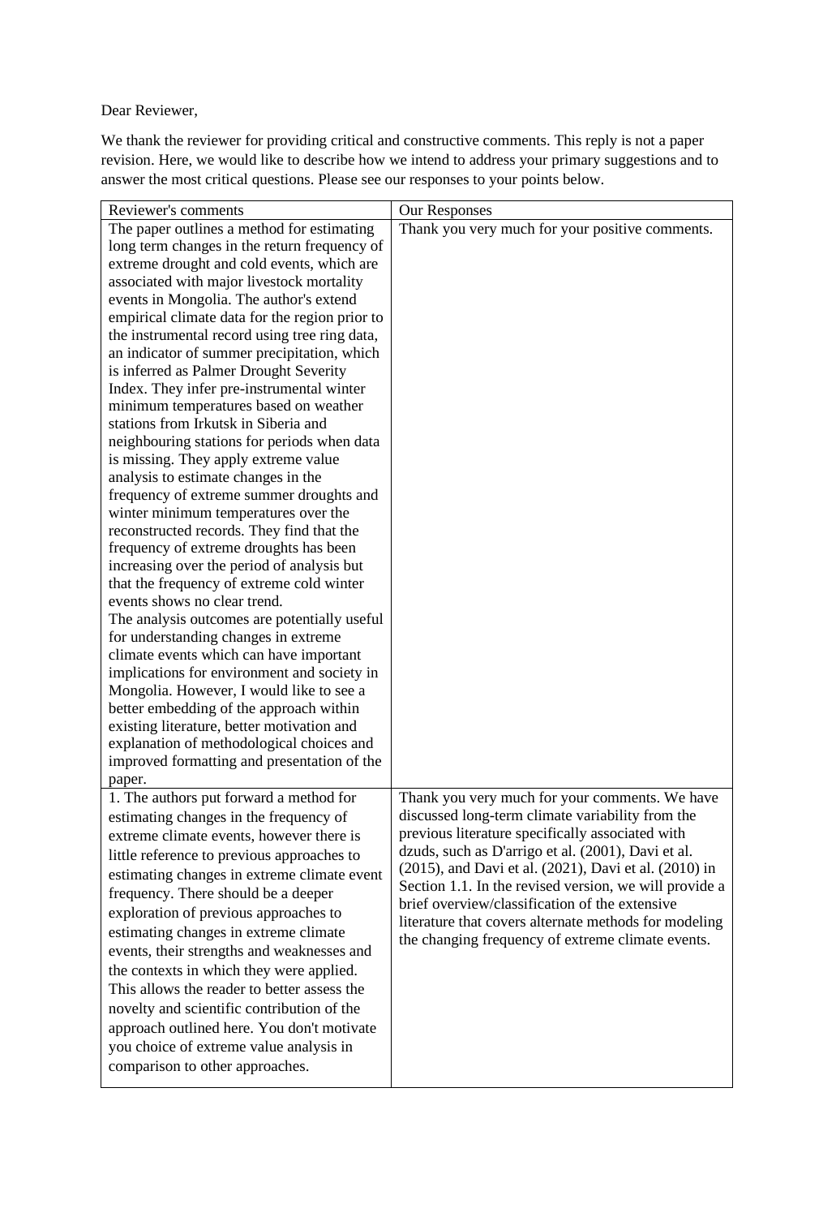Dear Reviewer,

We thank the reviewer for providing critical and constructive comments. This reply is not a paper revision. Here, we would like to describe how we intend to address your primary suggestions and to answer the most critical questions. Please see our responses to your points below.

| Reviewer's comments | Our Responses |
|---|---|
| The paper outlines a method for estimating long term changes in the return frequency of extreme drought and cold events, which are associated with major livestock mortality events in Mongolia. The author's extend empirical climate data for the region prior to the instrumental record using tree ring data, an indicator of summer precipitation, which is inferred as Palmer Drought Severity Index. They infer pre-instrumental winter minimum temperatures based on weather stations from Irkutsk in Siberia and neighbouring stations for periods when data is missing. They apply extreme value analysis to estimate changes in the frequency of extreme summer droughts and winter minimum temperatures over the reconstructed records. They find that the frequency of extreme droughts has been increasing over the period of analysis but that the frequency of extreme cold winter events shows no clear trend.<br>The analysis outcomes are potentially useful for understanding changes in extreme climate events which can have important implications for environment and society in Mongolia. However, I would like to see a better embedding of the approach within existing literature, better motivation and explanation of methodological choices and improved formatting and presentation of the paper. | Thank you very much for your positive comments. |
| 1. The authors put forward a method for estimating changes in the frequency of extreme climate events, however there is little reference to previous approaches to estimating changes in extreme climate event frequency. There should be a deeper exploration of previous approaches to estimating changes in extreme climate events, their strengths and weaknesses and the contexts in which they were applied. This allows the reader to better assess the novelty and scientific contribution of the approach outlined here. You don't motivate you choice of extreme value analysis in comparison to other approaches. | Thank you very much for your comments. We have discussed long-term climate variability from the previous literature specifically associated with dzuds, such as D'arrigo et al. (2001), Davi et al. (2015), and Davi et al. (2021), Davi et al. (2010) in Section 1.1. In the revised version, we will provide a brief overview/classification of the extensive literature that covers alternate methods for modeling the changing frequency of extreme climate events. |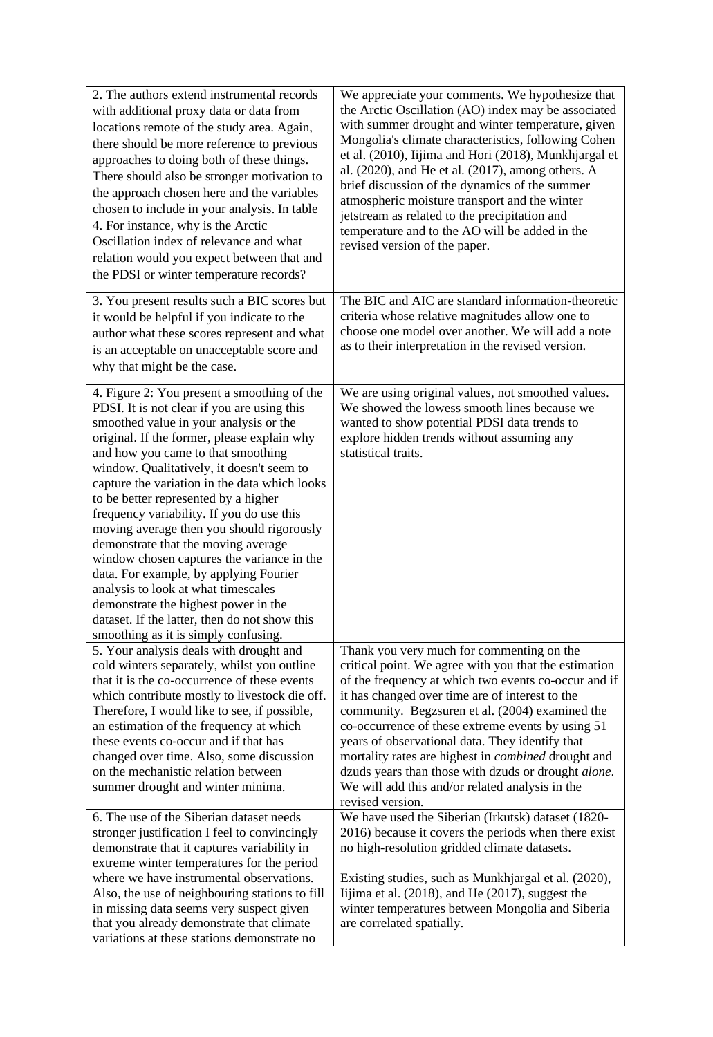| | |
|---|---|
| 2. The authors extend instrumental records with additional proxy data or data from locations remote of the study area. Again, there should be more reference to previous approaches to doing both of these things. There should also be stronger motivation to the approach chosen here and the variables chosen to include in your analysis. In table 4. For instance, why is the Arctic Oscillation index of relevance and what relation would you expect between that and the PDSI or winter temperature records? | We appreciate your comments. We hypothesize that the Arctic Oscillation (AO) index may be associated with summer drought and winter temperature, given Mongolia's climate characteristics, following Cohen et al. (2010), Iijima and Hori (2018), Munkhjargal et al. (2020), and He et al. (2017), among others. A brief discussion of the dynamics of the summer atmospheric moisture transport and the winter jetstream as related to the precipitation and temperature and to the AO will be added in the revised version of the paper. |
| 3. You present results such a BIC scores but it would be helpful if you indicate to the author what these scores represent and what is an acceptable on unacceptable score and why that might be the case. | The BIC and AIC are standard information-theoretic criteria whose relative magnitudes allow one to choose one model over another. We will add a note as to their interpretation in the revised version. |
| 4. Figure 2: You present a smoothing of the PDSI. It is not clear if you are using this smoothed value in your analysis or the original. If the former, please explain why and how you came to that smoothing window. Qualitatively, it doesn't seem to capture the variation in the data which looks to be better represented by a higher frequency variability. If you do use this moving average then you should rigorously demonstrate that the moving average window chosen captures the variance in the data. For example, by applying Fourier analysis to look at what timescales demonstrate the highest power in the dataset. If the latter, then do not show this smoothing as it is simply confusing. | We are using original values, not smoothed values. We showed the lowess smooth lines because we wanted to show potential PDSI data trends to explore hidden trends without assuming any statistical traits. |
| 5. Your analysis deals with drought and cold winters separately, whilst you outline that it is the co-occurrence of these events which contribute mostly to livestock die off. Therefore, I would like to see, if possible, an estimation of the frequency at which these events co-occur and if that has changed over time. Also, some discussion on the mechanistic relation between summer drought and winter minima. | Thank you very much for commenting on the critical point. We agree with you that the estimation of the frequency at which two events co-occur and if it has changed over time are of interest to the community. Begzsuren et al. (2004) examined the co-occurrence of these extreme events by using 51 years of observational data. They identify that mortality rates are highest in *combined* drought and dzuds years than those with dzuds or drought *alone*. We will add this and/or related analysis in the revised version. |
| 6. The use of the Siberian dataset needs stronger justification I feel to convincingly demonstrate that it captures variability in extreme winter temperatures for the period where we have instrumental observations. Also, the use of neighbouring stations to fill in missing data seems very suspect given that you already demonstrate that climate variations at these stations demonstrate no | We have used the Siberian (Irkutsk) dataset (1820-2016) because it covers the periods when there exist no high-resolution gridded climate datasets.<br><br>Existing studies, such as Munkhjargal et al. (2020), Iijima et al. (2018), and He (2017), suggest the winter temperatures between Mongolia and Siberia are correlated spatially. |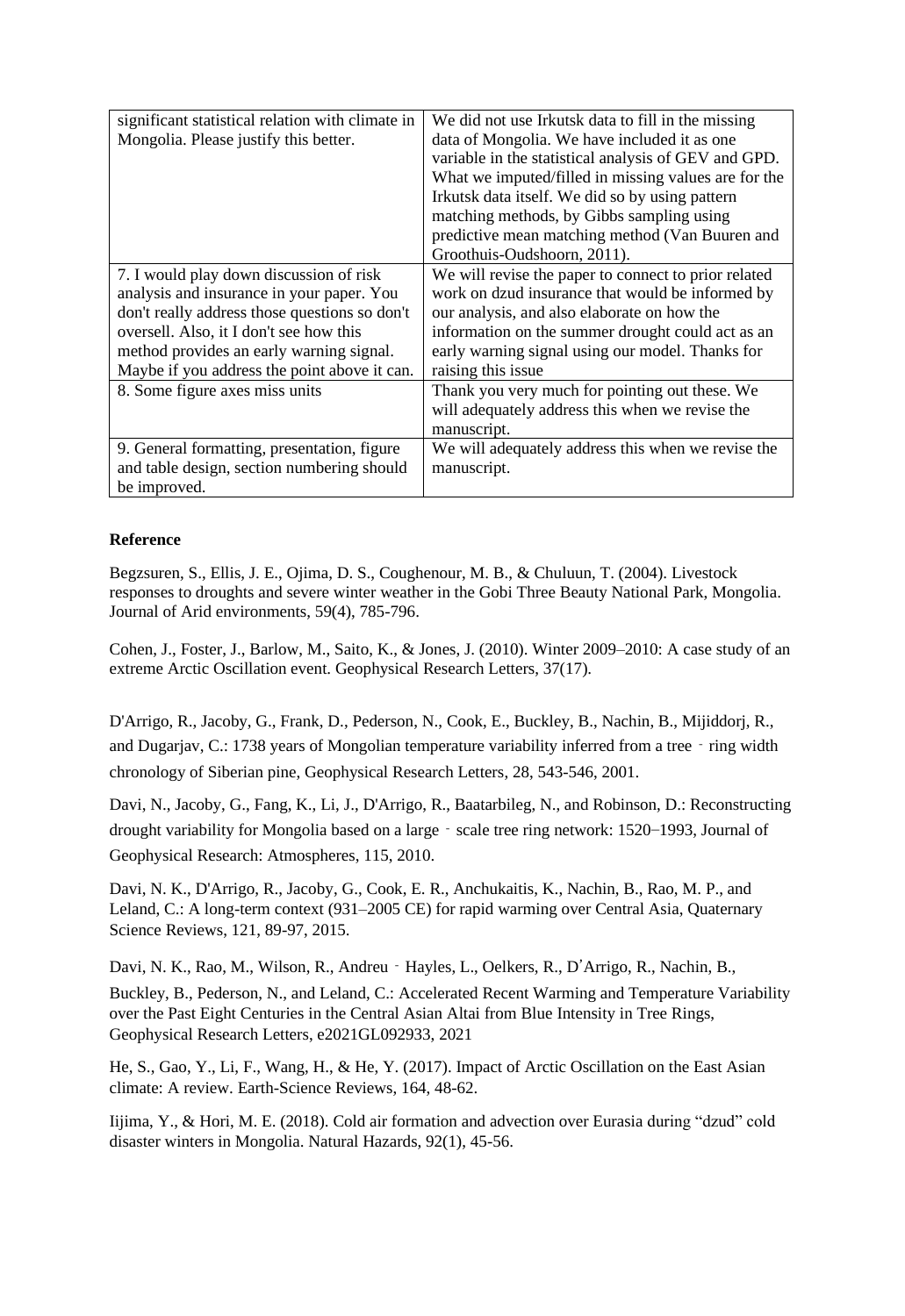| | |
|---|---|
| significant statistical relation with climate in Mongolia. Please justify this better. | We did not use Irkutsk data to fill in the missing data of Mongolia. We have included it as one variable in the statistical analysis of GEV and GPD. What we imputed/filled in missing values are for the Irkutsk data itself. We did so by using pattern matching methods, by Gibbs sampling using predictive mean matching method (Van Buuren and Groothuis-Oudshoorn, 2011). |
| 7. I would play down discussion of risk analysis and insurance in your paper. You don't really address those questions so don't oversell. Also, it I don't see how this method provides an early warning signal. Maybe if you address the point above it can. | We will revise the paper to connect to prior related work on dzud insurance that would be informed by our analysis, and also elaborate on how the information on the summer drought could act as an early warning signal using our model. Thanks for raising this issue |
| 8. Some figure axes miss units | Thank you very much for pointing out these. We will adequately address this when we revise the manuscript. |
| 9. General formatting, presentation, figure and table design, section numbering should be improved. | We will adequately address this when we revise the manuscript. |

**Reference**

Begzsuren, S., Ellis, J. E., Ojima, D. S., Coughenour, M. B., & Chuluun, T. (2004). Livestock responses to droughts and severe winter weather in the Gobi Three Beauty National Park, Mongolia. Journal of Arid environments, 59(4), 785-796.

Cohen, J., Foster, J., Barlow, M., Saito, K., & Jones, J. (2010). Winter 2009–2010: A case study of an extreme Arctic Oscillation event. Geophysical Research Letters, 37(17).

D'Arrigo, R., Jacoby, G., Frank, D., Pederson, N., Cook, E., Buckley, B., Nachin, B., Mijiddorj, R., and Dugarjav, C.: 1738 years of Mongolian temperature variability inferred from a tree‐ring width chronology of Siberian pine, Geophysical Research Letters, 28, 543-546, 2001.

Davi, N., Jacoby, G., Fang, K., Li, J., D'Arrigo, R., Baatarbileg, N., and Robinson, D.: Reconstructing drought variability for Mongolia based on a large‐scale tree ring network: 1520–1993, Journal of Geophysical Research: Atmospheres, 115, 2010.

Davi, N. K., D'Arrigo, R., Jacoby, G., Cook, E. R., Anchukaitis, K., Nachin, B., Rao, M. P., and Leland, C.: A long-term context (931–2005 CE) for rapid warming over Central Asia, Quaternary Science Reviews, 121, 89-97, 2015.

Davi, N. K., Rao, M., Wilson, R., Andreu‐Hayles, L., Oelkers, R., D'Arrigo, R., Nachin, B., Buckley, B., Pederson, N., and Leland, C.: Accelerated Recent Warming and Temperature Variability over the Past Eight Centuries in the Central Asian Altai from Blue Intensity in Tree Rings, Geophysical Research Letters, e2021GL092933, 2021

He, S., Gao, Y., Li, F., Wang, H., & He, Y. (2017). Impact of Arctic Oscillation on the East Asian climate: A review. Earth-Science Reviews, 164, 48-62.

Iijima, Y., & Hori, M. E. (2018). Cold air formation and advection over Eurasia during "dzud" cold disaster winters in Mongolia. Natural Hazards, 92(1), 45-56.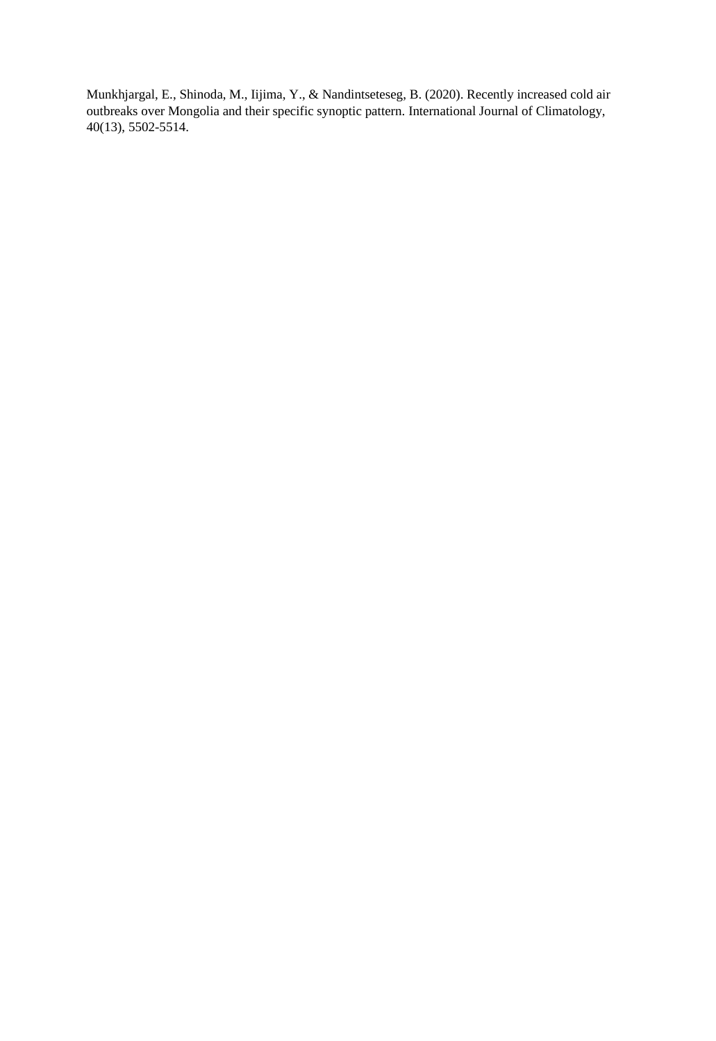Munkhjargal, E., Shinoda, M., Iijima, Y., & Nandintseteseg, B. (2020). Recently increased cold air outbreaks over Mongolia and their specific synoptic pattern. International Journal of Climatology, 40(13), 5502-5514.